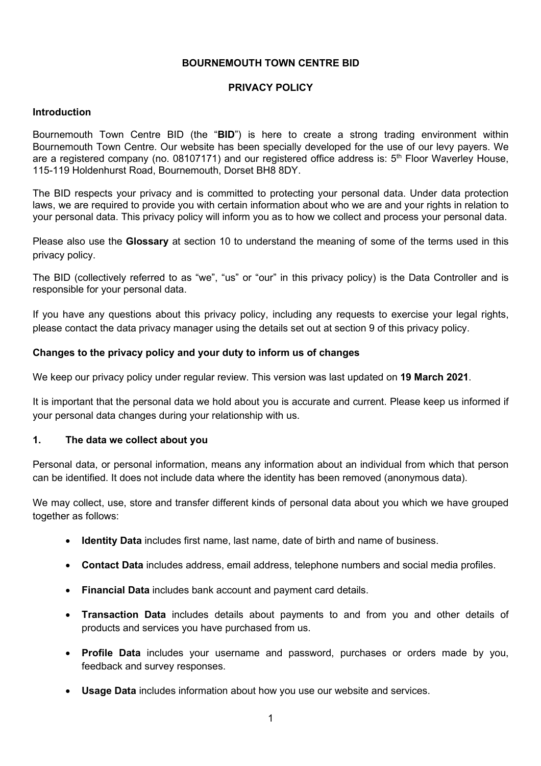# BOURNEMOUTH TOWN CENTRE BID

## PRIVACY POLICY

### Introduction

Bournemouth Town Centre BID (the "**BID**") is here to create a strong trading environment within Bournemouth Town Centre. Our website has been specially developed for the use of our levy payers. We are a registered company (no. 08107171) and our registered office address is: 5th Floor Waverley House, 115-119 Holdenhurst Road, Bournemouth, Dorset BH8 8DY.

The BID respects your privacy and is committed to protecting your personal data. Under data protection laws, we are required to provide you with certain information about who we are and your rights in relation to your personal data. This privacy policy will inform you as to how we collect and process your personal data.

Please also use the **Glossary** at section 10 to understand the meaning of some of the terms used in this privacy policy.

The BID (collectively referred to as "we", "us" or "our" in this privacy policy) is the Data Controller and is responsible for your personal data.

If you have any questions about this privacy policy, including any requests to exercise your legal rights, please contact the data privacy manager using the details set out at section 9 of this privacy policy.

### Changes to the privacy policy and your duty to inform us of changes

We keep our privacy policy under regular review. This version was last updated on **19 March 2021**.

It is important that the personal data we hold about you is accurate and current. Please keep us informed if your personal data changes during your relationship with us.

### 1. The data we collect about you

Personal data, or personal information, means any information about an individual from which that person can be identified. It does not include data where the identity has been removed (anonymous data).

We may collect, use, store and transfer different kinds of personal data about you which we have grouped together as follows:

- **Identity Data** includes first name, last name, date of birth and name of business.
- **Contact Data** includes address, email address, telephone numbers and social media profiles.
- **Financial Data** includes bank account and payment card details.
- **Transaction Data** includes details about payments to and from you and other details of products and services you have purchased from us.
- **Profile Data** includes your username and password, purchases or orders made by you, feedback and survey responses.
- **Usage Data** includes information about how you use our website and services.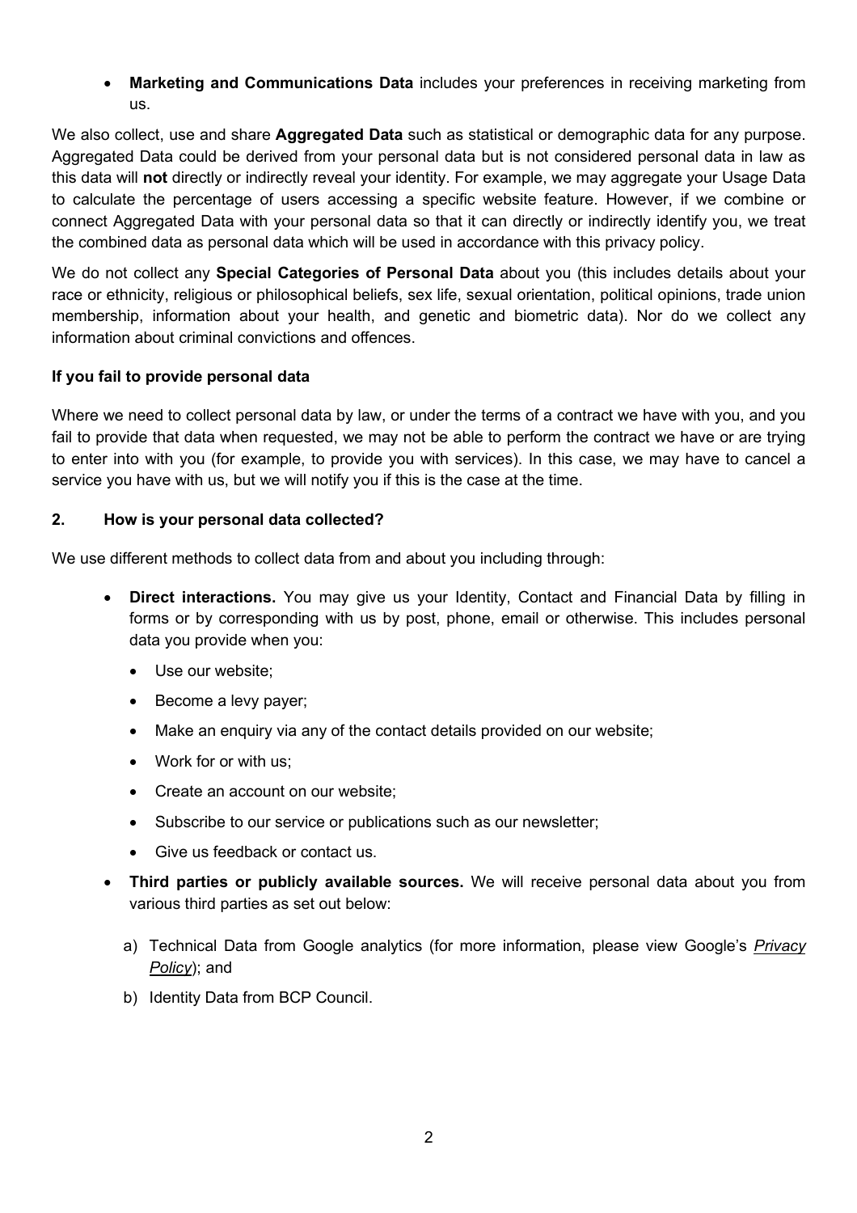- **Marketing and Communications Data** includes your preferences in receiving marketing from us.

We also collect, use and share **Aggregated Data** such as statistical or demographic data for any purpose. Aggregated Data could be derived from your personal data but is not considered personal data in law as this data will **not** directly or indirectly reveal your identity. For example, we may aggregate your Usage Data to calculate the percentage of users accessing a specific website feature. However, if we combine or connect Aggregated Data with your personal data so that it can directly or indirectly identify you, we treat the combined data as personal data which will be used in accordance with this privacy policy.

We do not collect any **Special Categories of Personal Data** about you (this includes details about your race or ethnicity, religious or philosophical beliefs, sex life, sexual orientation, political opinions, trade union membership, information about your health, and genetic and biometric data). Nor do we collect any information about criminal convictions and offences.

**If you fail to provide personal data**

Where we need to collect personal data by law, or under the terms of a contract we have with you, and you fail to provide that data when requested, we may not be able to perform the contract we have or are trying to enter into with you (for example, to provide you with services). In this case, we may have to cancel a service you have with us, but we will notify you if this is the case at the time.

## 2. How is your personal data collected?

We use different methods to collect data from and about you including through:

- **Direct interactions.** You may give us your Identity, Contact and Financial Data by filling in forms or by corresponding with us by post, phone, email or otherwise. This includes personal data you provide when you:
  - Use our website;
  - Become a levy payer;
  - Make an enquiry via any of the contact details provided on our website;
  - Work for or with us;
  - Create an account on our website;
  - Subscribe to our service or publications such as our newsletter;
  - Give us feedback or contact us.
- **Third parties or publicly available sources.** We will receive personal data about you from various third parties as set out below:
  a) Technical Data from Google analytics (for more information, please view Google's *Privacy Policy*); and
  b) Identity Data from BCP Council.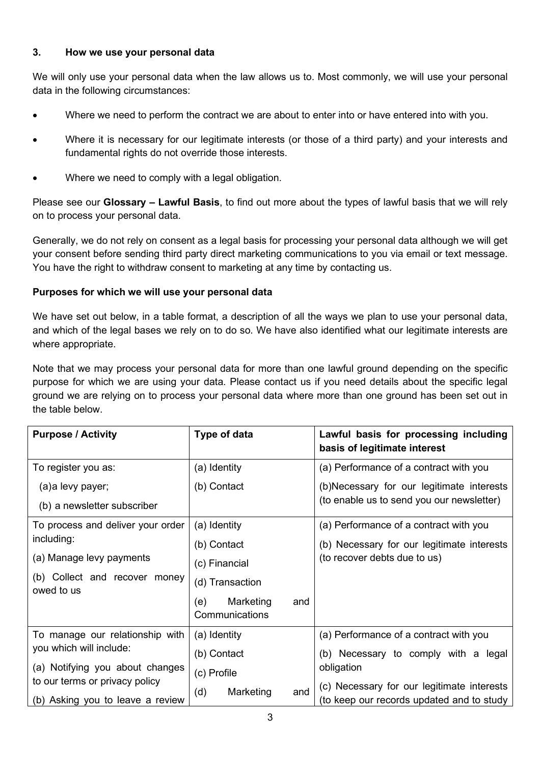### 3. How we use your personal data

We will only use your personal data when the law allows us to. Most commonly, we will use your personal data in the following circumstances:

- Where we need to perform the contract we are about to enter into or have entered into with you.
- Where it is necessary for our legitimate interests (or those of a third party) and your interests and fundamental rights do not override those interests.
- Where we need to comply with a legal obligation.

Please see our **Glossary – Lawful Basis**, to find out more about the types of lawful basis that we will rely on to process your personal data.

Generally, we do not rely on consent as a legal basis for processing your personal data although we will get your consent before sending third party direct marketing communications to you via email or text message. You have the right to withdraw consent to marketing at any time by contacting us.

**Purposes for which we will use your personal data**

We have set out below, in a table format, a description of all the ways we plan to use your personal data, and which of the legal bases we rely on to do so. We have also identified what our legitimate interests are where appropriate.

Note that we may process your personal data for more than one lawful ground depending on the specific purpose for which we are using your data. Please contact us if you need details about the specific legal ground we are relying on to process your personal data where more than one ground has been set out in the table below.

| Purpose / Activity | Type of data | Lawful basis for processing including basis of legitimate interest |
|---|---|---|
| To register you as:<br>(a)a levy payer;<br>(b) a newsletter subscriber | (a) Identity<br>(b) Contact | (a) Performance of a contract with you<br>(b)Necessary for our legitimate interests (to enable us to send you our newsletter) |
| To process and deliver your order including:<br>(a) Manage levy payments<br>(b) Collect and recover money owed to us | (a) Identity<br>(b) Contact<br>(c) Financial<br>(d) Transaction<br>(e) Marketing and Communications | (a) Performance of a contract with you<br>(b) Necessary for our legitimate interests (to recover debts due to us) |
| To manage our relationship with you which will include:<br>(a) Notifying you about changes to our terms or privacy policy<br>(b) Asking you to leave a review | (a) Identity<br>(b) Contact<br>(c) Profile<br>(d) Marketing and | (a) Performance of a contract with you<br>(b) Necessary to comply with a legal obligation<br>(c) Necessary for our legitimate interests (to keep our records updated and to study |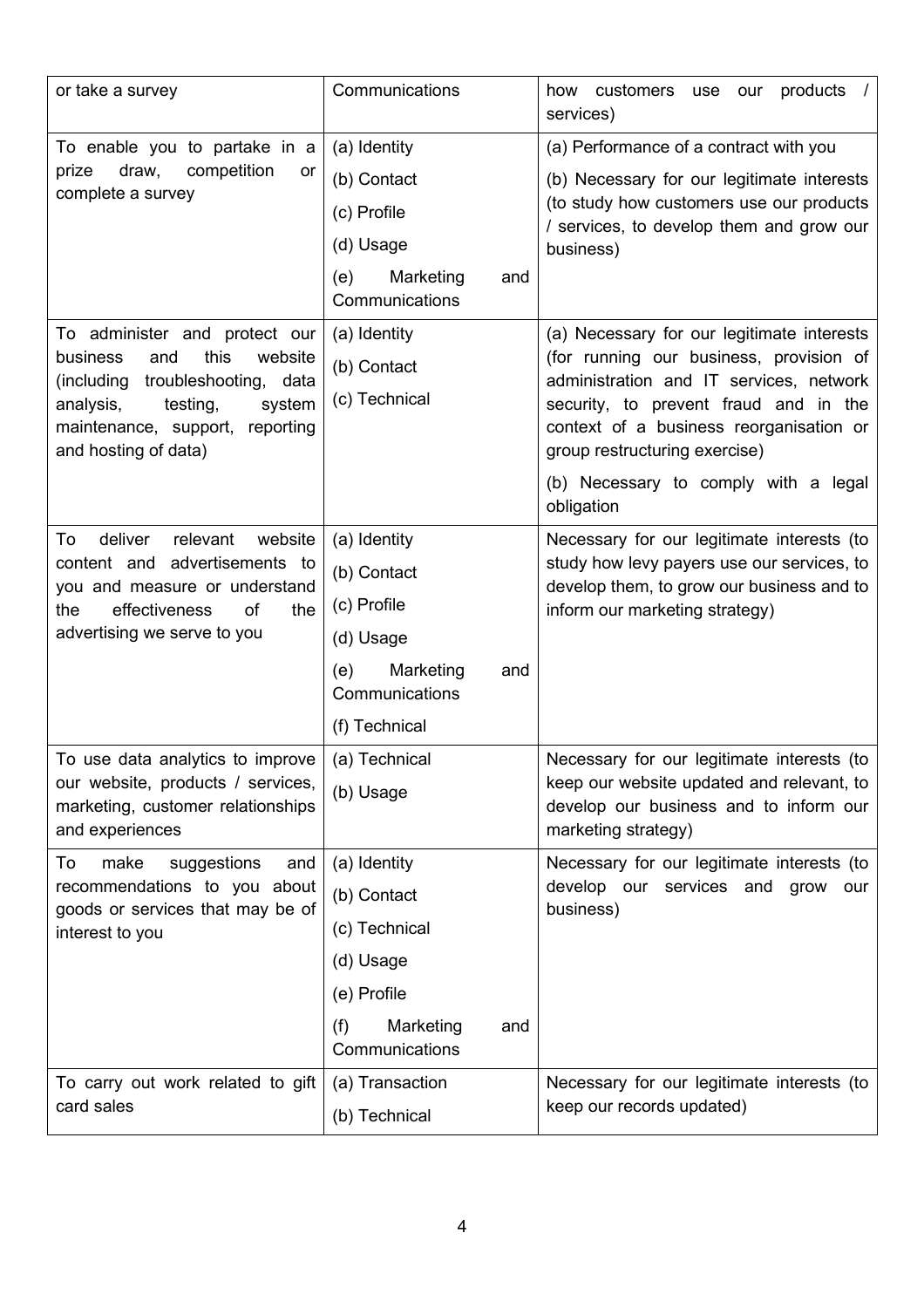| | | |
|---|---|---|
| or take a survey | Communications | how customers use our products / services) |
| To enable you to partake in a prize draw, competition or complete a survey | (a) Identity<br>(b) Contact<br>(c) Profile<br>(d) Usage<br>(e) Marketing and Communications | (a) Performance of a contract with you<br>(b) Necessary for our legitimate interests (to study how customers use our products / services, to develop them and grow our business) |
| To administer and protect our business and this website (including troubleshooting, data analysis, testing, system maintenance, support, reporting and hosting of data) | (a) Identity<br>(b) Contact<br>(c) Technical | (a) Necessary for our legitimate interests (for running our business, provision of administration and IT services, network security, to prevent fraud and in the context of a business reorganisation or group restructuring exercise)<br>(b) Necessary to comply with a legal obligation |
| To deliver relevant website content and advertisements to you and measure or understand the effectiveness of the advertising we serve to you | (a) Identity<br>(b) Contact<br>(c) Profile<br>(d) Usage<br>(e) Marketing and Communications<br>(f) Technical | Necessary for our legitimate interests (to study how levy payers use our services, to develop them, to grow our business and to inform our marketing strategy) |
| To use data analytics to improve our website, products / services, marketing, customer relationships and experiences | (a) Technical<br>(b) Usage | Necessary for our legitimate interests (to keep our website updated and relevant, to develop our business and to inform our marketing strategy) |
| To make suggestions and recommendations to you about goods or services that may be of interest to you | (a) Identity<br>(b) Contact<br>(c) Technical<br>(d) Usage<br>(e) Profile<br>(f) Marketing and Communications | Necessary for our legitimate interests (to develop our services and grow our business) |
| To carry out work related to gift card sales | (a) Transaction<br>(b) Technical | Necessary for our legitimate interests (to keep our records updated) |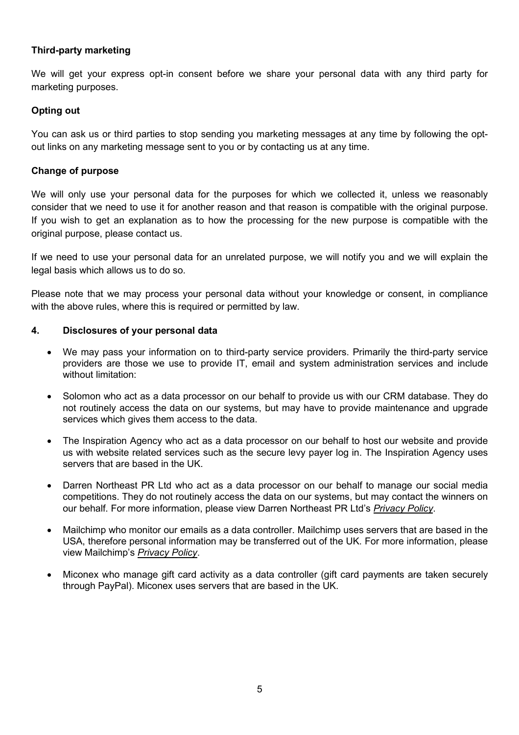**Third-party marketing**

We will get your express opt-in consent before we share your personal data with any third party for marketing purposes.

**Opting out**

You can ask us or third parties to stop sending you marketing messages at any time by following the opt-out links on any marketing message sent to you or by contacting us at any time.

**Change of purpose**

We will only use your personal data for the purposes for which we collected it, unless we reasonably consider that we need to use it for another reason and that reason is compatible with the original purpose. If you wish to get an explanation as to how the processing for the new purpose is compatible with the original purpose, please contact us.

If we need to use your personal data for an unrelated purpose, we will notify you and we will explain the legal basis which allows us to do so.

Please note that we may process your personal data without your knowledge or consent, in compliance with the above rules, where this is required or permitted by law.

## 4. Disclosures of your personal data

- We may pass your information on to third-party service providers. Primarily the third-party service providers are those we use to provide IT, email and system administration services and include without limitation:
- Solomon who act as a data processor on our behalf to provide us with our CRM database. They do not routinely access the data on our systems, but may have to provide maintenance and upgrade services which gives them access to the data.
- The Inspiration Agency who act as a data processor on our behalf to host our website and provide us with website related services such as the secure levy payer log in. The Inspiration Agency uses servers that are based in the UK.
- Darren Northeast PR Ltd who act as a data processor on our behalf to manage our social media competitions. They do not routinely access the data on our systems, but may contact the winners on our behalf. For more information, please view Darren Northeast PR Ltd's *Privacy Policy*.
- Mailchimp who monitor our emails as a data controller. Mailchimp uses servers that are based in the USA, therefore personal information may be transferred out of the UK. For more information, please view Mailchimp's *Privacy Policy*.
- Miconex who manage gift card activity as a data controller (gift card payments are taken securely through PayPal). Miconex uses servers that are based in the UK.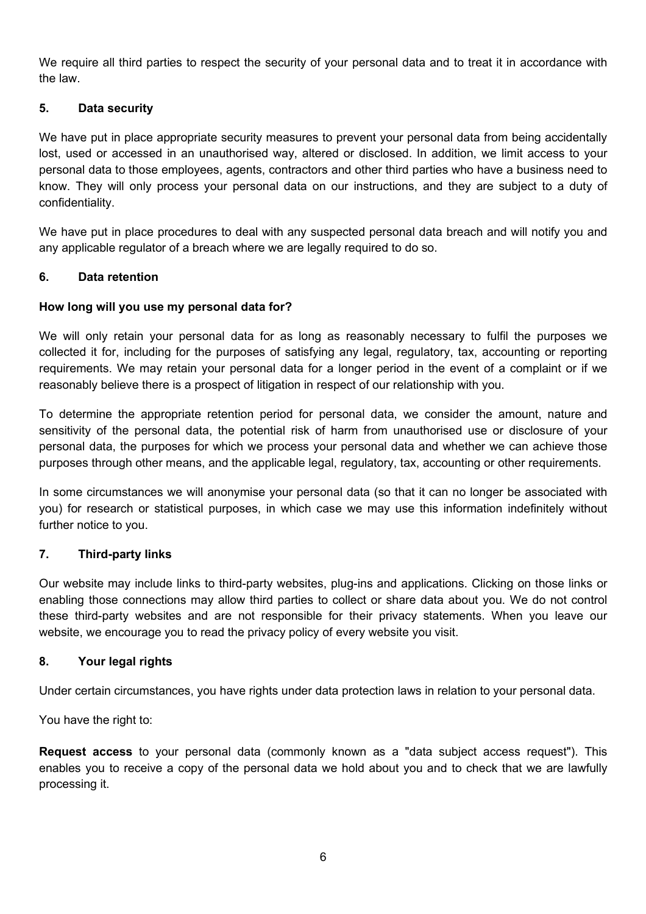We require all third parties to respect the security of your personal data and to treat it in accordance with the law.

## 5. Data security

We have put in place appropriate security measures to prevent your personal data from being accidentally lost, used or accessed in an unauthorised way, altered or disclosed. In addition, we limit access to your personal data to those employees, agents, contractors and other third parties who have a business need to know. They will only process your personal data on our instructions, and they are subject to a duty of confidentiality.

We have put in place procedures to deal with any suspected personal data breach and will notify you and any applicable regulator of a breach where we are legally required to do so.

## 6. Data retention

### How long will you use my personal data for?

We will only retain your personal data for as long as reasonably necessary to fulfil the purposes we collected it for, including for the purposes of satisfying any legal, regulatory, tax, accounting or reporting requirements. We may retain your personal data for a longer period in the event of a complaint or if we reasonably believe there is a prospect of litigation in respect of our relationship with you.

To determine the appropriate retention period for personal data, we consider the amount, nature and sensitivity of the personal data, the potential risk of harm from unauthorised use or disclosure of your personal data, the purposes for which we process your personal data and whether we can achieve those purposes through other means, and the applicable legal, regulatory, tax, accounting or other requirements.

In some circumstances we will anonymise your personal data (so that it can no longer be associated with you) for research or statistical purposes, in which case we may use this information indefinitely without further notice to you.

## 7. Third-party links

Our website may include links to third-party websites, plug-ins and applications. Clicking on those links or enabling those connections may allow third parties to collect or share data about you. We do not control these third-party websites and are not responsible for their privacy statements. When you leave our website, we encourage you to read the privacy policy of every website you visit.

## 8. Your legal rights

Under certain circumstances, you have rights under data protection laws in relation to your personal data.

You have the right to:

**Request access** to your personal data (commonly known as a "data subject access request"). This enables you to receive a copy of the personal data we hold about you and to check that we are lawfully processing it.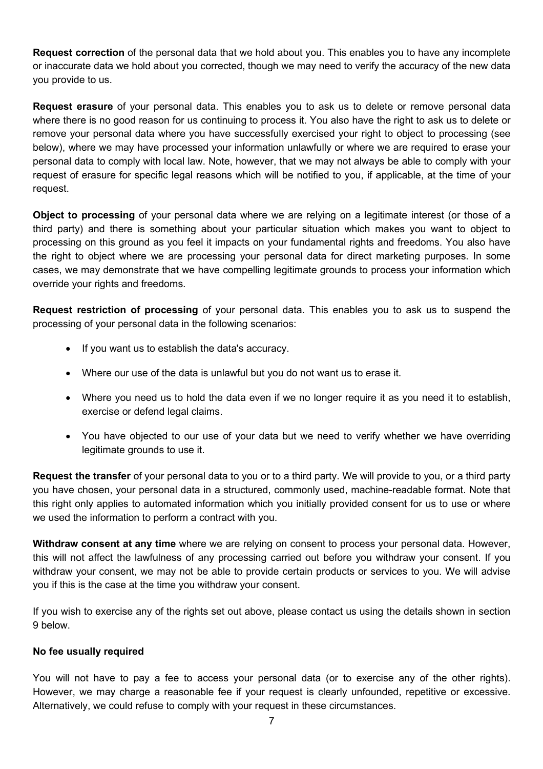**Request correction** of the personal data that we hold about you. This enables you to have any incomplete or inaccurate data we hold about you corrected, though we may need to verify the accuracy of the new data you provide to us.

**Request erasure** of your personal data. This enables you to ask us to delete or remove personal data where there is no good reason for us continuing to process it. You also have the right to ask us to delete or remove your personal data where you have successfully exercised your right to object to processing (see below), where we may have processed your information unlawfully or where we are required to erase your personal data to comply with local law. Note, however, that we may not always be able to comply with your request of erasure for specific legal reasons which will be notified to you, if applicable, at the time of your request.

**Object to processing** of your personal data where we are relying on a legitimate interest (or those of a third party) and there is something about your particular situation which makes you want to object to processing on this ground as you feel it impacts on your fundamental rights and freedoms. You also have the right to object where we are processing your personal data for direct marketing purposes. In some cases, we may demonstrate that we have compelling legitimate grounds to process your information which override your rights and freedoms.

**Request restriction of processing** of your personal data. This enables you to ask us to suspend the processing of your personal data in the following scenarios:

- If you want us to establish the data's accuracy.
- Where our use of the data is unlawful but you do not want us to erase it.
- Where you need us to hold the data even if we no longer require it as you need it to establish, exercise or defend legal claims.
- You have objected to our use of your data but we need to verify whether we have overriding legitimate grounds to use it.

**Request the transfer** of your personal data to you or to a third party. We will provide to you, or a third party you have chosen, your personal data in a structured, commonly used, machine-readable format. Note that this right only applies to automated information which you initially provided consent for us to use or where we used the information to perform a contract with you.

**Withdraw consent at any time** where we are relying on consent to process your personal data. However, this will not affect the lawfulness of any processing carried out before you withdraw your consent. If you withdraw your consent, we may not be able to provide certain products or services to you. We will advise you if this is the case at the time you withdraw your consent.

If you wish to exercise any of the rights set out above, please contact us using the details shown in section 9 below.

**No fee usually required**

You will not have to pay a fee to access your personal data (or to exercise any of the other rights). However, we may charge a reasonable fee if your request is clearly unfounded, repetitive or excessive. Alternatively, we could refuse to comply with your request in these circumstances.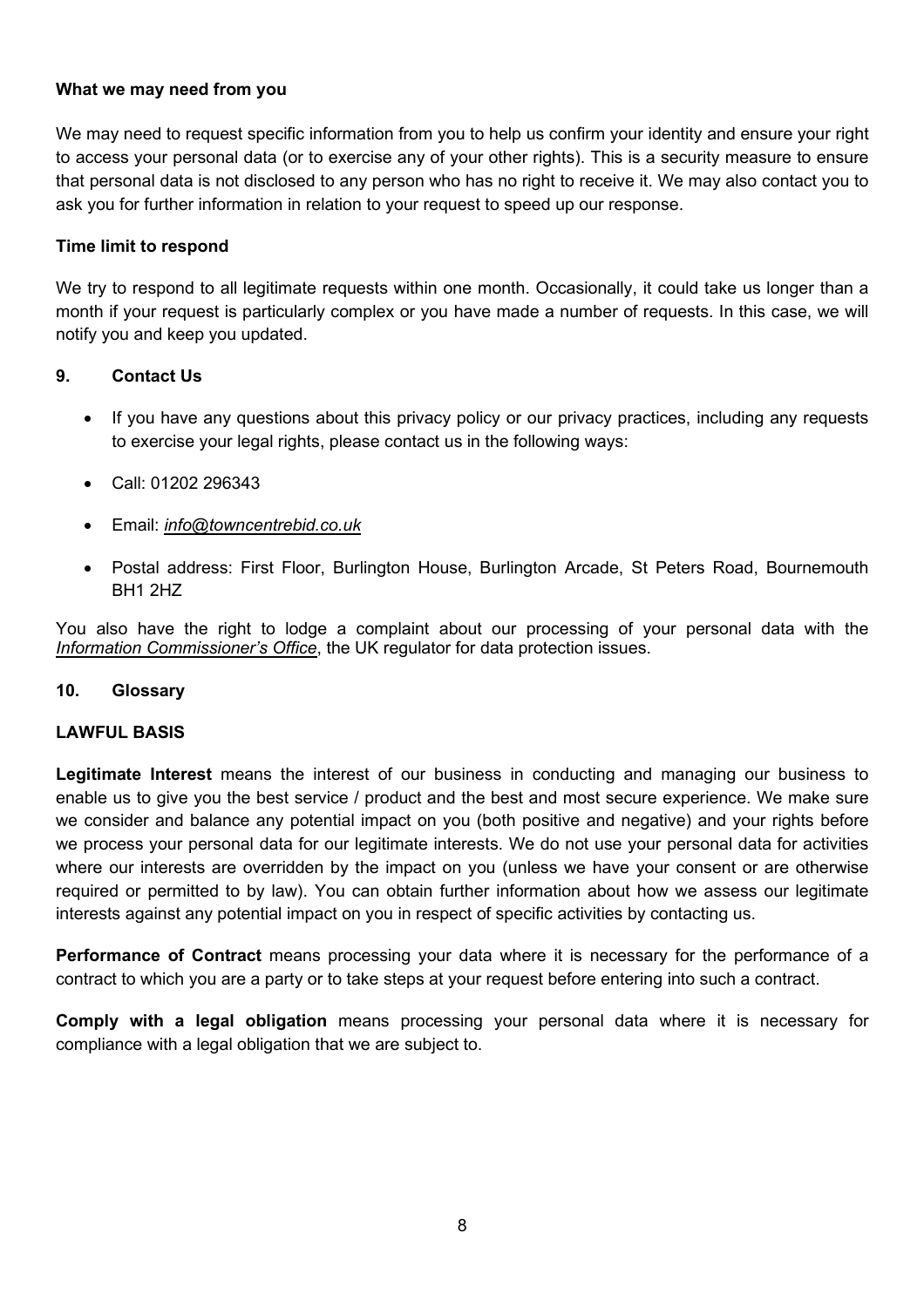**What we may need from you**

We may need to request specific information from you to help us confirm your identity and ensure your right to access your personal data (or to exercise any of your other rights). This is a security measure to ensure that personal data is not disclosed to any person who has no right to receive it. We may also contact you to ask you for further information in relation to your request to speed up our response.

**Time limit to respond**

We try to respond to all legitimate requests within one month. Occasionally, it could take us longer than a month if your request is particularly complex or you have made a number of requests. In this case, we will notify you and keep you updated.

## 9. Contact Us

- If you have any questions about this privacy policy or our privacy practices, including any requests to exercise your legal rights, please contact us in the following ways:
- Call: 01202 296343
- Email: *info@towncentrebid.co.uk*
- Postal address: First Floor, Burlington House, Burlington Arcade, St Peters Road, Bournemouth BH1 2HZ

You also have the right to lodge a complaint about our processing of your personal data with the *Information Commissioner's Office*, the UK regulator for data protection issues.

## 10. Glossary

**LAWFUL BASIS**

**Legitimate Interest** means the interest of our business in conducting and managing our business to enable us to give you the best service / product and the best and most secure experience. We make sure we consider and balance any potential impact on you (both positive and negative) and your rights before we process your personal data for our legitimate interests. We do not use your personal data for activities where our interests are overridden by the impact on you (unless we have your consent or are otherwise required or permitted to by law). You can obtain further information about how we assess our legitimate interests against any potential impact on you in respect of specific activities by contacting us.

**Performance of Contract** means processing your data where it is necessary for the performance of a contract to which you are a party or to take steps at your request before entering into such a contract.

**Comply with a legal obligation** means processing your personal data where it is necessary for compliance with a legal obligation that we are subject to.